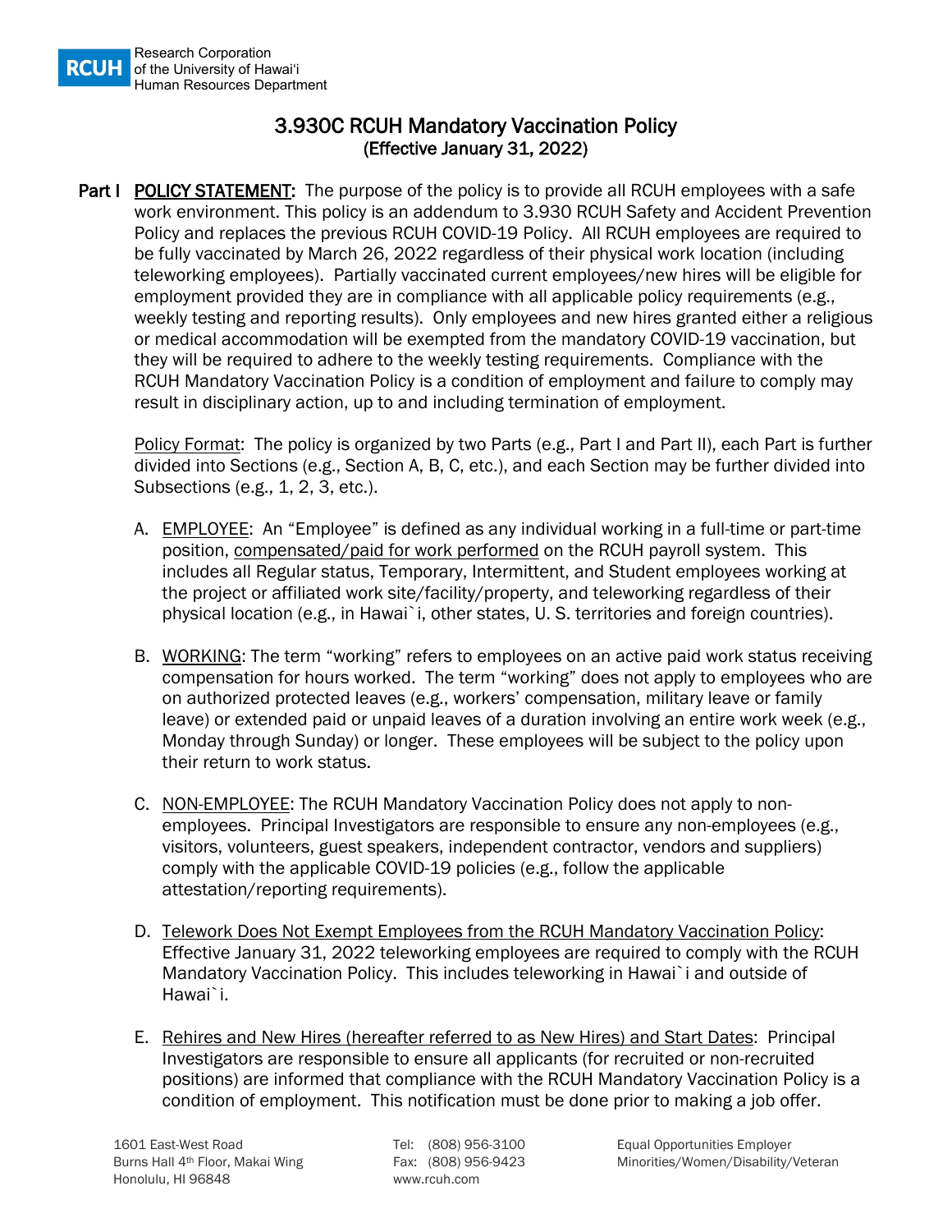Research Corporation of the University of Hawai'i
Human Resources Department

# 3.930C RCUH Mandatory Vaccination Policy
## (Effective January 31, 2022)

**Part I** **POLICY STATEMENT:** The purpose of the policy is to provide all RCUH employees with a safe work environment. This policy is an addendum to 3.930 RCUH Safety and Accident Prevention Policy and replaces the previous RCUH COVID-19 Policy. All RCUH employees are required to be fully vaccinated by March 26, 2022 regardless of their physical work location (including teleworking employees). Partially vaccinated current employees/new hires will be eligible for employment provided they are in compliance with all applicable policy requirements (e.g., weekly testing and reporting results). Only employees and new hires granted either a religious or medical accommodation will be exempted from the mandatory COVID-19 vaccination, but they will be required to adhere to the weekly testing requirements. Compliance with the RCUH Mandatory Vaccination Policy is a condition of employment and failure to comply may result in disciplinary action, up to and including termination of employment.

Policy Format: The policy is organized by two Parts (e.g., Part I and Part II), each Part is further divided into Sections (e.g., Section A, B, C, etc.), and each Section may be further divided into Subsections (e.g., 1, 2, 3, etc.).

A. EMPLOYEE: An "Employee" is defined as any individual working in a full-time or part-time position, compensated/paid for work performed on the RCUH payroll system. This includes all Regular status, Temporary, Intermittent, and Student employees working at the project or affiliated work site/facility/property, and teleworking regardless of their physical location (e.g., in Hawai`i, other states, U. S. territories and foreign countries).

B. WORKING: The term "working" refers to employees on an active paid work status receiving compensation for hours worked. The term "working" does not apply to employees who are on authorized protected leaves (e.g., workers' compensation, military leave or family leave) or extended paid or unpaid leaves of a duration involving an entire work week (e.g., Monday through Sunday) or longer. These employees will be subject to the policy upon their return to work status.

C. NON-EMPLOYEE: The RCUH Mandatory Vaccination Policy does not apply to non-employees. Principal Investigators are responsible to ensure any non-employees (e.g., visitors, volunteers, guest speakers, independent contractor, vendors and suppliers) comply with the applicable COVID-19 policies (e.g., follow the applicable attestation/reporting requirements).

D. Telework Does Not Exempt Employees from the RCUH Mandatory Vaccination Policy: Effective January 31, 2022 teleworking employees are required to comply with the RCUH Mandatory Vaccination Policy. This includes teleworking in Hawai`i and outside of Hawai`i.

E. Rehires and New Hires (hereafter referred to as New Hires) and Start Dates: Principal Investigators are responsible to ensure all applicants (for recruited or non-recruited positions) are informed that compliance with the RCUH Mandatory Vaccination Policy is a condition of employment. This notification must be done prior to making a job offer.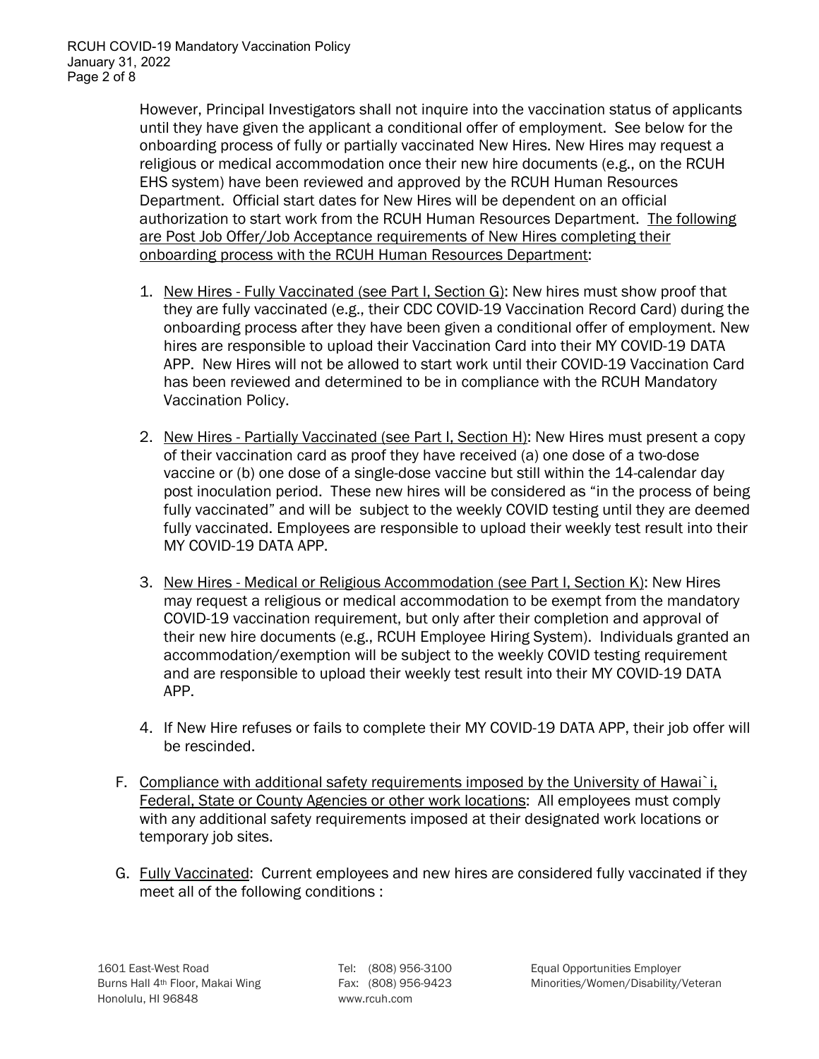However, Principal Investigators shall not inquire into the vaccination status of applicants until they have given the applicant a conditional offer of employment. See below for the onboarding process of fully or partially vaccinated New Hires. New Hires may request a religious or medical accommodation once their new hire documents (e.g., on the RCUH EHS system) have been reviewed and approved by the RCUH Human Resources Department. Official start dates for New Hires will be dependent on an official authorization to start work from the RCUH Human Resources Department. <u>The following are Post Job Offer/Job Acceptance requirements of New Hires completing their onboarding process with the RCUH Human Resources Department</u>:

1. <u>New Hires - Fully Vaccinated (see Part I, Section G)</u>: New hires must show proof that they are fully vaccinated (e.g., their CDC COVID-19 Vaccination Record Card) during the onboarding process after they have been given a conditional offer of employment. New hires are responsible to upload their Vaccination Card into their MY COVID-19 DATA APP. New Hires will not be allowed to start work until their COVID-19 Vaccination Card has been reviewed and determined to be in compliance with the RCUH Mandatory Vaccination Policy.

2. <u>New Hires - Partially Vaccinated (see Part I, Section H)</u>: New Hires must present a copy of their vaccination card as proof they have received (a) one dose of a two-dose vaccine or (b) one dose of a single-dose vaccine but still within the 14-calendar day post inoculation period. These new hires will be considered as "in the process of being fully vaccinated" and will be subject to the weekly COVID testing until they are deemed fully vaccinated. Employees are responsible to upload their weekly test result into their MY COVID-19 DATA APP.

3. <u>New Hires - Medical or Religious Accommodation (see Part I, Section K)</u>: New Hires may request a religious or medical accommodation to be exempt from the mandatory COVID-19 vaccination requirement, but only after their completion and approval of their new hire documents (e.g., RCUH Employee Hiring System). Individuals granted an accommodation/exemption will be subject to the weekly COVID testing requirement and are responsible to upload their weekly test result into their MY COVID-19 DATA APP.

4. If New Hire refuses or fails to complete their MY COVID-19 DATA APP, their job offer will be rescinded.

F. <u>Compliance with additional safety requirements imposed by the University of Hawai`i, Federal, State or County Agencies or other work locations</u>: All employees must comply with any additional safety requirements imposed at their designated work locations or temporary job sites.

G. <u>Fully Vaccinated</u>: Current employees and new hires are considered fully vaccinated if they meet all of the following conditions :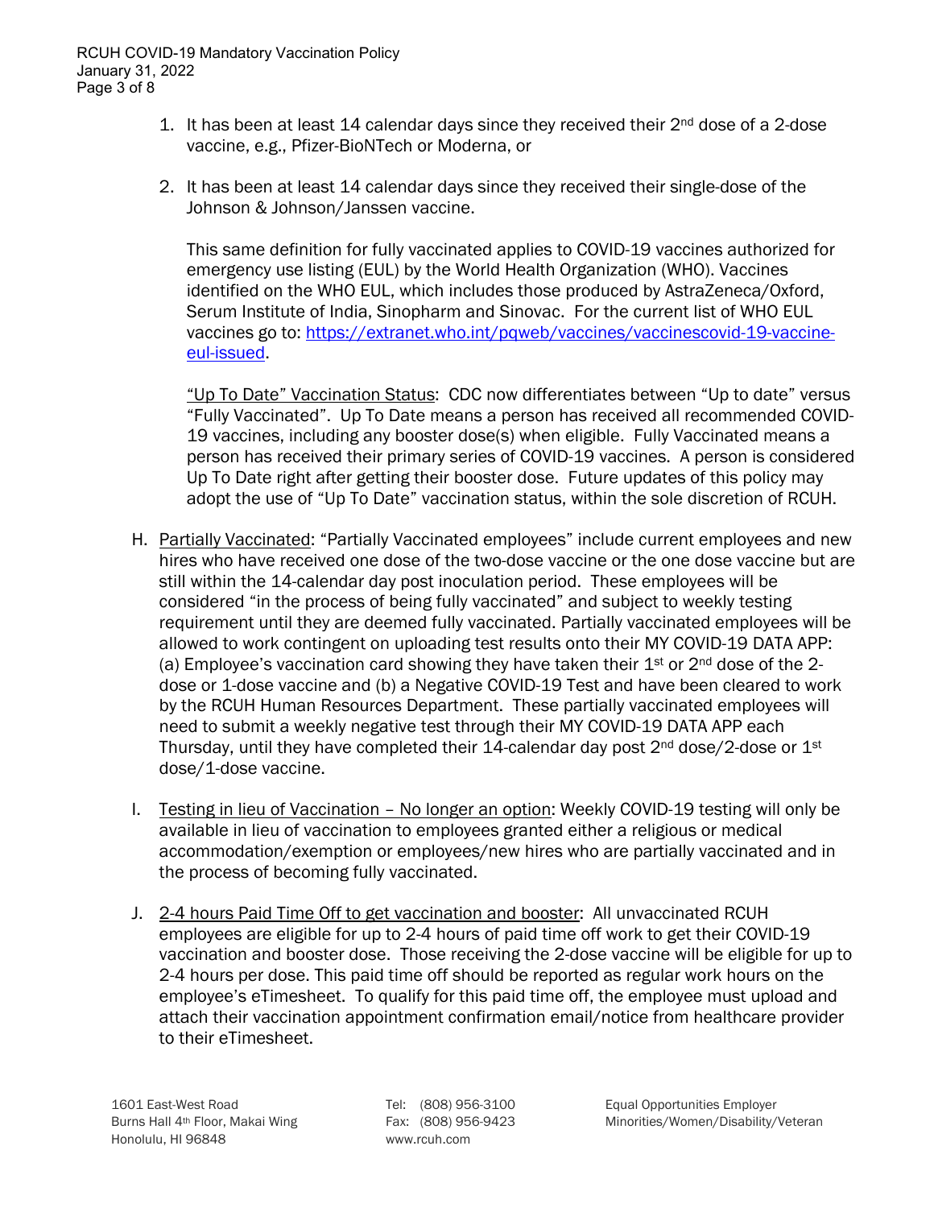1. It has been at least 14 calendar days since they received their 2nd dose of a 2-dose vaccine, e.g., Pfizer-BioNTech or Moderna, or

2. It has been at least 14 calendar days since they received their single-dose of the Johnson & Johnson/Janssen vaccine.

   This same definition for fully vaccinated applies to COVID-19 vaccines authorized for emergency use listing (EUL) by the World Health Organization (WHO). Vaccines identified on the WHO EUL, which includes those produced by AstraZeneca/Oxford, Serum Institute of India, Sinopharm and Sinovac. For the current list of WHO EUL vaccines go to: https://extranet.who.int/pqweb/vaccines/vaccinescovid-19-vaccine-eul-issued.

   "Up To Date" Vaccination Status: CDC now differentiates between "Up to date" versus "Fully Vaccinated". Up To Date means a person has received all recommended COVID-19 vaccines, including any booster dose(s) when eligible. Fully Vaccinated means a person has received their primary series of COVID-19 vaccines. A person is considered Up To Date right after getting their booster dose. Future updates of this policy may adopt the use of "Up To Date" vaccination status, within the sole discretion of RCUH.

H. Partially Vaccinated: "Partially Vaccinated employees" include current employees and new hires who have received one dose of the two-dose vaccine or the one dose vaccine but are still within the 14-calendar day post inoculation period. These employees will be considered "in the process of being fully vaccinated" and subject to weekly testing requirement until they are deemed fully vaccinated. Partially vaccinated employees will be allowed to work contingent on uploading test results onto their MY COVID-19 DATA APP: (a) Employee's vaccination card showing they have taken their 1st or 2nd dose of the 2-dose or 1-dose vaccine and (b) a Negative COVID-19 Test and have been cleared to work by the RCUH Human Resources Department. These partially vaccinated employees will need to submit a weekly negative test through their MY COVID-19 DATA APP each Thursday, until they have completed their 14-calendar day post 2nd dose/2-dose or 1st dose/1-dose vaccine.

I. Testing in lieu of Vaccination – No longer an option: Weekly COVID-19 testing will only be available in lieu of vaccination to employees granted either a religious or medical accommodation/exemption or employees/new hires who are partially vaccinated and in the process of becoming fully vaccinated.

J. 2-4 hours Paid Time Off to get vaccination and booster: All unvaccinated RCUH employees are eligible for up to 2-4 hours of paid time off work to get their COVID-19 vaccination and booster dose. Those receiving the 2-dose vaccine will be eligible for up to 2-4 hours per dose. This paid time off should be reported as regular work hours on the employee's eTimesheet. To qualify for this paid time off, the employee must upload and attach their vaccination appointment confirmation email/notice from healthcare provider to their eTimesheet.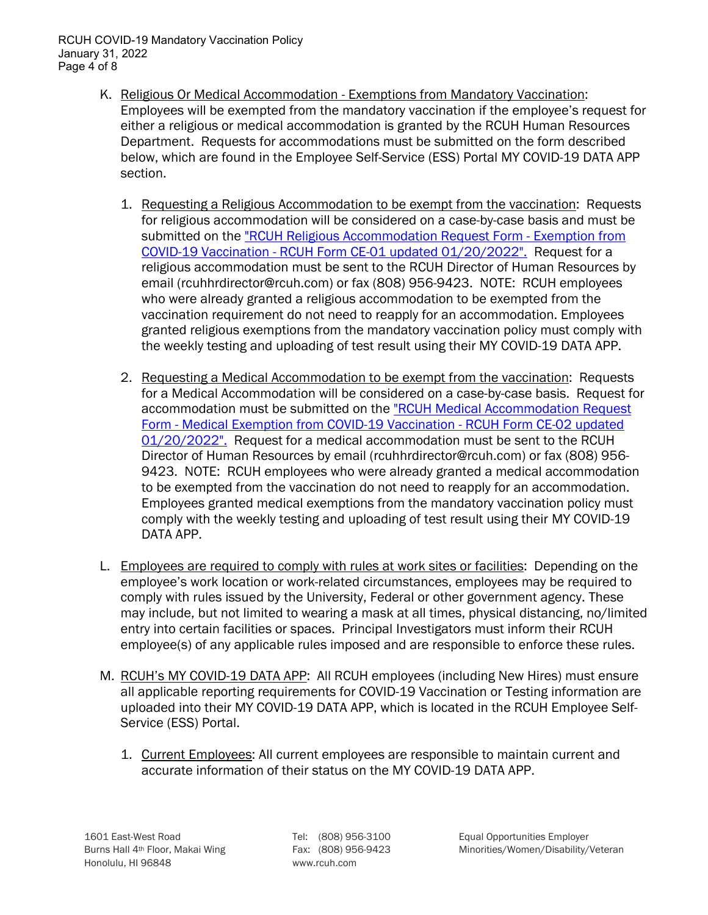K. Religious Or Medical Accommodation - Exemptions from Mandatory Vaccination: Employees will be exempted from the mandatory vaccination if the employee's request for either a religious or medical accommodation is granted by the RCUH Human Resources Department. Requests for accommodations must be submitted on the form described below, which are found in the Employee Self-Service (ESS) Portal MY COVID-19 DATA APP section.

   1. Requesting a Religious Accommodation to be exempt from the vaccination: Requests for religious accommodation will be considered on a case-by-case basis and must be submitted on the "RCUH Religious Accommodation Request Form - Exemption from COVID-19 Vaccination - RCUH Form CE-01 updated 01/20/2022". Request for a religious accommodation must be sent to the RCUH Director of Human Resources by email (rcuhhrdirector@rcuh.com) or fax (808) 956-9423. NOTE: RCUH employees who were already granted a religious accommodation to be exempted from the vaccination requirement do not need to reapply for an accommodation. Employees granted religious exemptions from the mandatory vaccination policy must comply with the weekly testing and uploading of test result using their MY COVID-19 DATA APP.

   2. Requesting a Medical Accommodation to be exempt from the vaccination: Requests for a Medical Accommodation will be considered on a case-by-case basis. Request for accommodation must be submitted on the "RCUH Medical Accommodation Request Form - Medical Exemption from COVID-19 Vaccination - RCUH Form CE-02 updated 01/20/2022". Request for a medical accommodation must be sent to the RCUH Director of Human Resources by email (rcuhhrdirector@rcuh.com) or fax (808) 956-9423. NOTE: RCUH employees who were already granted a medical accommodation to be exempted from the vaccination do not need to reapply for an accommodation. Employees granted medical exemptions from the mandatory vaccination policy must comply with the weekly testing and uploading of test result using their MY COVID-19 DATA APP.

L. Employees are required to comply with rules at work sites or facilities: Depending on the employee's work location or work-related circumstances, employees may be required to comply with rules issued by the University, Federal or other government agency. These may include, but not limited to wearing a mask at all times, physical distancing, no/limited entry into certain facilities or spaces. Principal Investigators must inform their RCUH employee(s) of any applicable rules imposed and are responsible to enforce these rules.

M. RCUH's MY COVID-19 DATA APP: All RCUH employees (including New Hires) must ensure all applicable reporting requirements for COVID-19 Vaccination or Testing information are uploaded into their MY COVID-19 DATA APP, which is located in the RCUH Employee Self-Service (ESS) Portal.

   1. Current Employees: All current employees are responsible to maintain current and accurate information of their status on the MY COVID-19 DATA APP.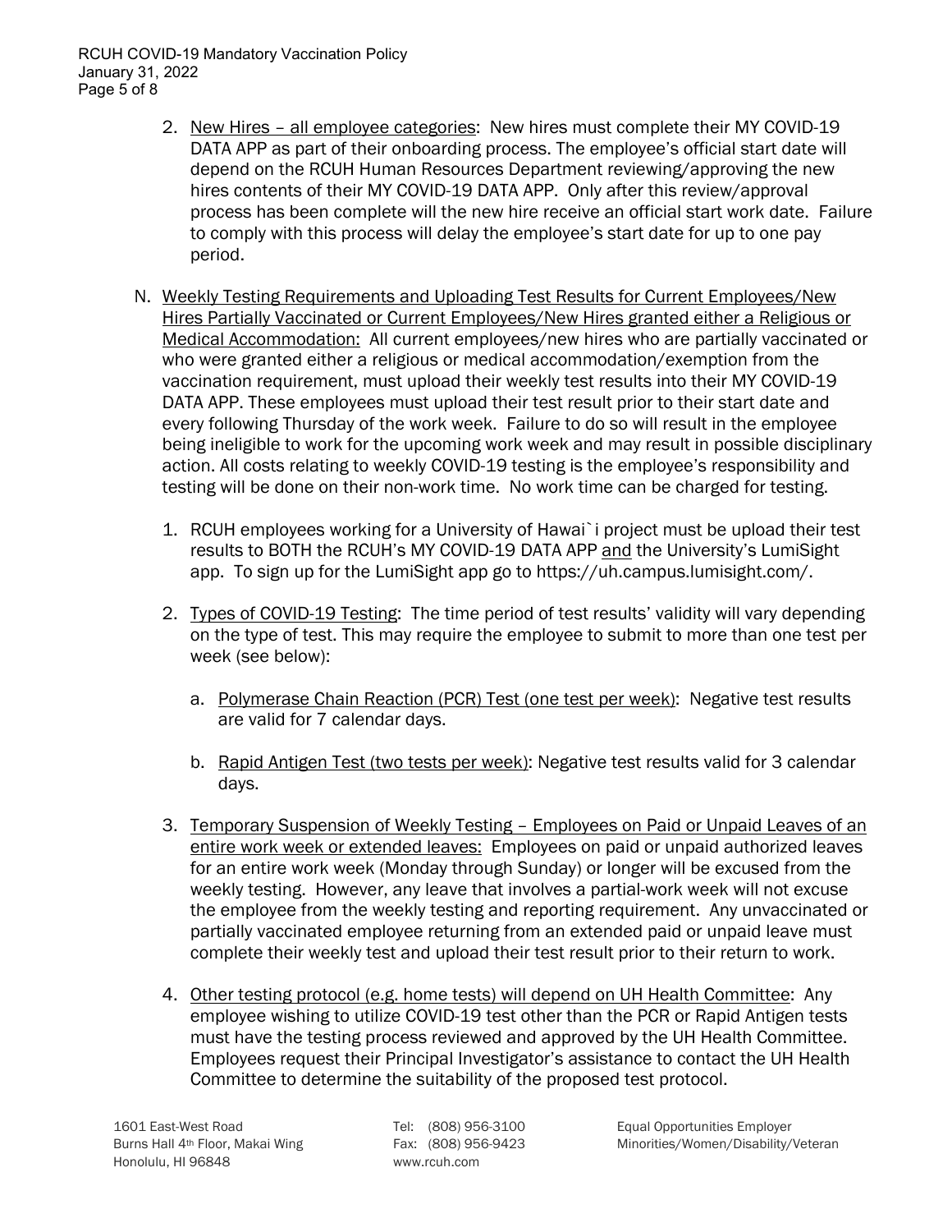2. New Hires – all employee categories: New hires must complete their MY COVID-19 DATA APP as part of their onboarding process. The employee's official start date will depend on the RCUH Human Resources Department reviewing/approving the new hires contents of their MY COVID-19 DATA APP. Only after this review/approval process has been complete will the new hire receive an official start work date. Failure to comply with this process will delay the employee's start date for up to one pay period.

N. Weekly Testing Requirements and Uploading Test Results for Current Employees/New Hires Partially Vaccinated or Current Employees/New Hires granted either a Religious or Medical Accommodation: All current employees/new hires who are partially vaccinated or who were granted either a religious or medical accommodation/exemption from the vaccination requirement, must upload their weekly test results into their MY COVID-19 DATA APP. These employees must upload their test result prior to their start date and every following Thursday of the work week. Failure to do so will result in the employee being ineligible to work for the upcoming work week and may result in possible disciplinary action. All costs relating to weekly COVID-19 testing is the employee's responsibility and testing will be done on their non-work time. No work time can be charged for testing.

   1. RCUH employees working for a University of Hawai`i project must be upload their test results to BOTH the RCUH's MY COVID-19 DATA APP and the University's LumiSight app. To sign up for the LumiSight app go to https://uh.campus.lumisight.com/.

   2. Types of COVID-19 Testing: The time period of test results' validity will vary depending on the type of test. This may require the employee to submit to more than one test per week (see below):

      a. Polymerase Chain Reaction (PCR) Test (one test per week): Negative test results are valid for 7 calendar days.

      b. Rapid Antigen Test (two tests per week): Negative test results valid for 3 calendar days.

   3. Temporary Suspension of Weekly Testing – Employees on Paid or Unpaid Leaves of an entire work week or extended leaves: Employees on paid or unpaid authorized leaves for an entire work week (Monday through Sunday) or longer will be excused from the weekly testing. However, any leave that involves a partial-work week will not excuse the employee from the weekly testing and reporting requirement. Any unvaccinated or partially vaccinated employee returning from an extended paid or unpaid leave must complete their weekly test and upload their test result prior to their return to work.

   4. Other testing protocol (e.g. home tests) will depend on UH Health Committee: Any employee wishing to utilize COVID-19 test other than the PCR or Rapid Antigen tests must have the testing process reviewed and approved by the UH Health Committee. Employees request their Principal Investigator's assistance to contact the UH Health Committee to determine the suitability of the proposed test protocol.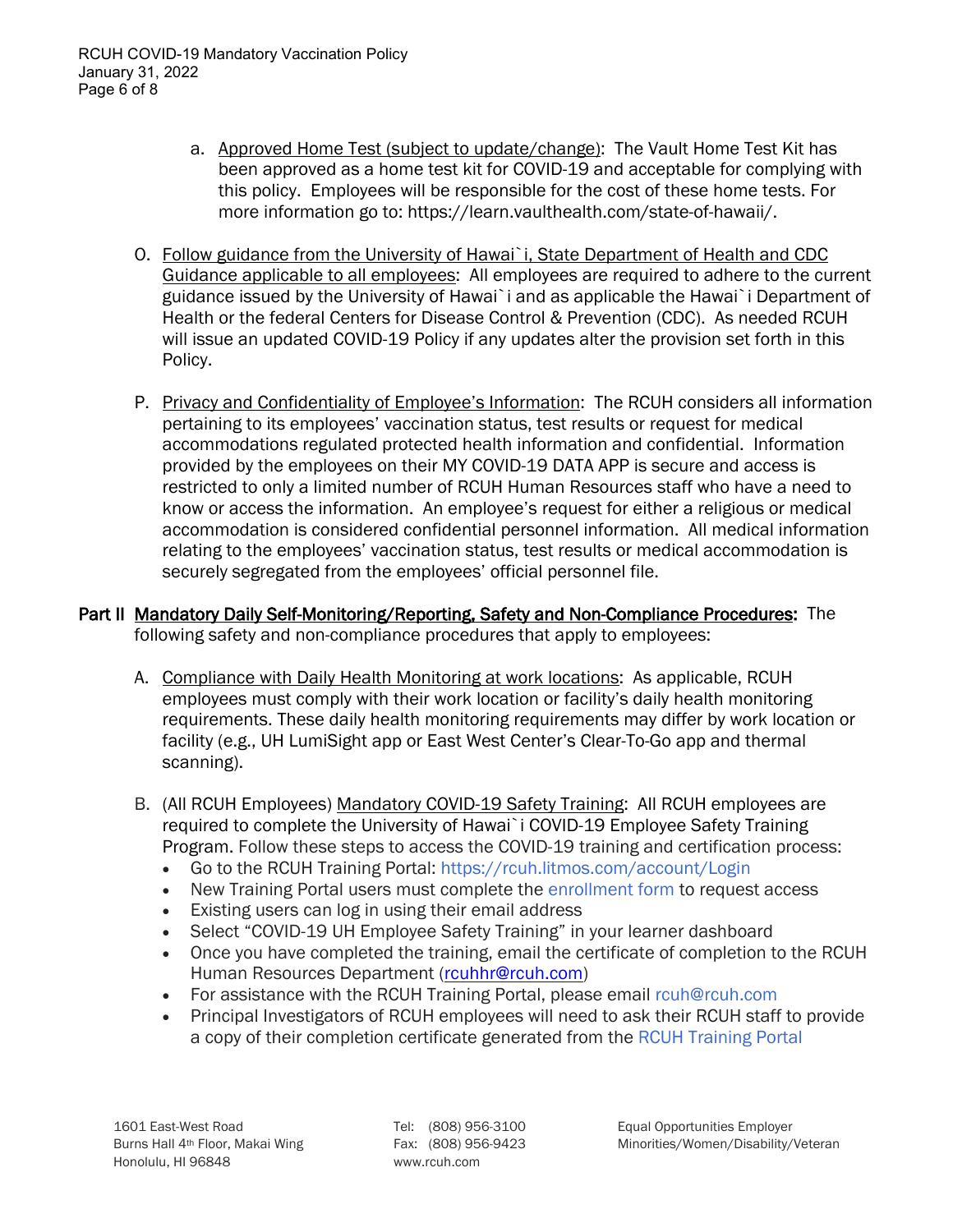a. Approved Home Test (subject to update/change): The Vault Home Test Kit has been approved as a home test kit for COVID-19 and acceptable for complying with this policy. Employees will be responsible for the cost of these home tests. For more information go to: https://learn.vaulthealth.com/state-of-hawaii/.

O. Follow guidance from the University of Hawai`i, State Department of Health and CDC Guidance applicable to all employees: All employees are required to adhere to the current guidance issued by the University of Hawai`i and as applicable the Hawai`i Department of Health or the federal Centers for Disease Control & Prevention (CDC). As needed RCUH will issue an updated COVID-19 Policy if any updates alter the provision set forth in this Policy.

P. Privacy and Confidentiality of Employee's Information: The RCUH considers all information pertaining to its employees' vaccination status, test results or request for medical accommodations regulated protected health information and confidential. Information provided by the employees on their MY COVID-19 DATA APP is secure and access is restricted to only a limited number of RCUH Human Resources staff who have a need to know or access the information. An employee's request for either a religious or medical accommodation is considered confidential personnel information. All medical information relating to the employees' vaccination status, test results or medical accommodation is securely segregated from the employees' official personnel file.

**Part II Mandatory Daily Self-Monitoring/Reporting, Safety and Non-Compliance Procedures:** The following safety and non-compliance procedures that apply to employees:

A. Compliance with Daily Health Monitoring at work locations: As applicable, RCUH employees must comply with their work location or facility's daily health monitoring requirements. These daily health monitoring requirements may differ by work location or facility (e.g., UH LumiSight app or East West Center's Clear-To-Go app and thermal scanning).

B. (All RCUH Employees) Mandatory COVID-19 Safety Training: All RCUH employees are required to complete the University of Hawai`i COVID-19 Employee Safety Training Program. Follow these steps to access the COVID-19 training and certification process:

- Go to the RCUH Training Portal: https://rcuh.litmos.com/account/Login
- New Training Portal users must complete the enrollment form to request access
- Existing users can log in using their email address
- Select "COVID-19 UH Employee Safety Training" in your learner dashboard
- Once you have completed the training, email the certificate of completion to the RCUH Human Resources Department (rcuhhr@rcuh.com)
- For assistance with the RCUH Training Portal, please email rcuh@rcuh.com
- Principal Investigators of RCUH employees will need to ask their RCUH staff to provide a copy of their completion certificate generated from the RCUH Training Portal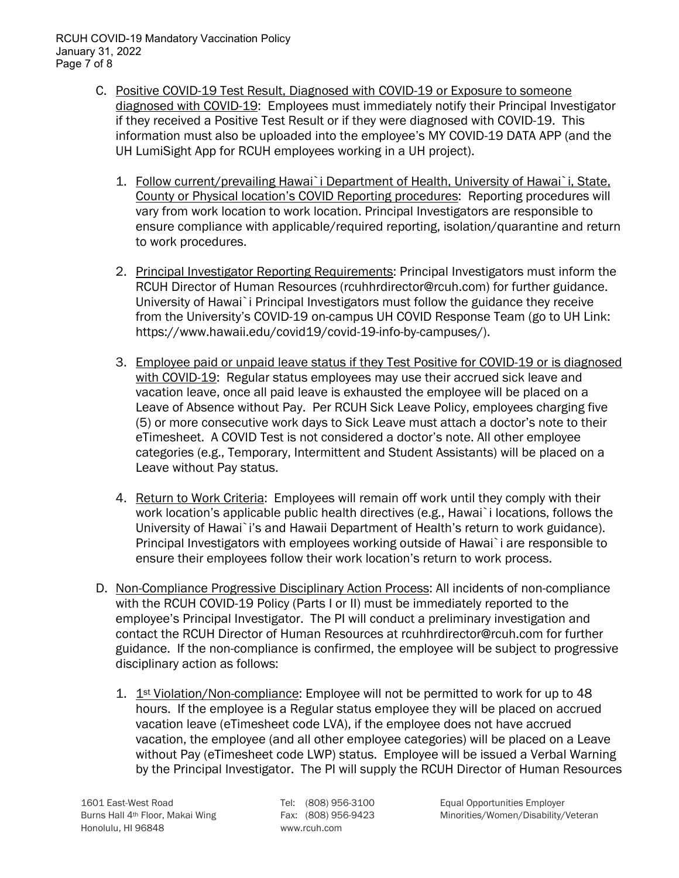C. Positive COVID-19 Test Result, Diagnosed with COVID-19 or Exposure to someone diagnosed with COVID-19: Employees must immediately notify their Principal Investigator if they received a Positive Test Result or if they were diagnosed with COVID-19. This information must also be uploaded into the employee's MY COVID-19 DATA APP (and the UH LumiSight App for RCUH employees working in a UH project).

   1. Follow current/prevailing Hawai`i Department of Health, University of Hawai`i, State, County or Physical location's COVID Reporting procedures: Reporting procedures will vary from work location to work location. Principal Investigators are responsible to ensure compliance with applicable/required reporting, isolation/quarantine and return to work procedures.

   2. Principal Investigator Reporting Requirements: Principal Investigators must inform the RCUH Director of Human Resources (rcuhhrdirector@rcuh.com) for further guidance. University of Hawai`i Principal Investigators must follow the guidance they receive from the University's COVID-19 on-campus UH COVID Response Team (go to UH Link: https://www.hawaii.edu/covid19/covid-19-info-by-campuses/).

   3. Employee paid or unpaid leave status if they Test Positive for COVID-19 or is diagnosed with COVID-19: Regular status employees may use their accrued sick leave and vacation leave, once all paid leave is exhausted the employee will be placed on a Leave of Absence without Pay. Per RCUH Sick Leave Policy, employees charging five (5) or more consecutive work days to Sick Leave must attach a doctor's note to their eTimesheet. A COVID Test is not considered a doctor's note. All other employee categories (e.g., Temporary, Intermittent and Student Assistants) will be placed on a Leave without Pay status.

   4. Return to Work Criteria: Employees will remain off work until they comply with their work location's applicable public health directives (e.g., Hawai`i locations, follows the University of Hawai`i's and Hawaii Department of Health's return to work guidance). Principal Investigators with employees working outside of Hawai`i are responsible to ensure their employees follow their work location's return to work process.

D. Non-Compliance Progressive Disciplinary Action Process: All incidents of non-compliance with the RCUH COVID-19 Policy (Parts I or II) must be immediately reported to the employee's Principal Investigator. The PI will conduct a preliminary investigation and contact the RCUH Director of Human Resources at rcuhhrdirector@rcuh.com for further guidance. If the non-compliance is confirmed, the employee will be subject to progressive disciplinary action as follows:

   1. 1st Violation/Non-compliance: Employee will not be permitted to work for up to 48 hours. If the employee is a Regular status employee they will be placed on accrued vacation leave (eTimesheet code LVA), if the employee does not have accrued vacation, the employee (and all other employee categories) will be placed on a Leave without Pay (eTimesheet code LWP) status. Employee will be issued a Verbal Warning by the Principal Investigator. The PI will supply the RCUH Director of Human Resources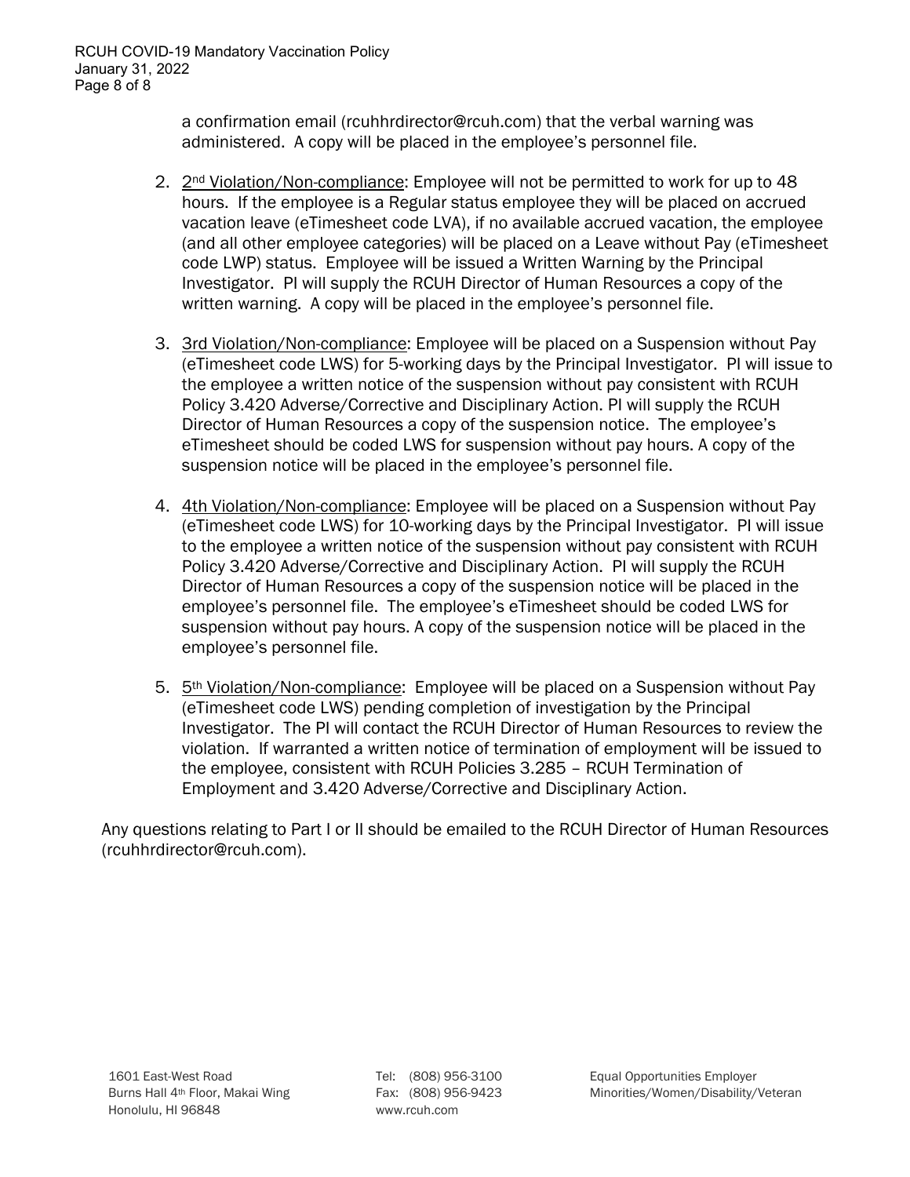a confirmation email (rcuhhrdirector@rcuh.com) that the verbal warning was administered. A copy will be placed in the employee's personnel file.

2. 2nd Violation/Non-compliance: Employee will not be permitted to work for up to 48 hours. If the employee is a Regular status employee they will be placed on accrued vacation leave (eTimesheet code LVA), if no available accrued vacation, the employee (and all other employee categories) will be placed on a Leave without Pay (eTimesheet code LWP) status. Employee will be issued a Written Warning by the Principal Investigator. PI will supply the RCUH Director of Human Resources a copy of the written warning. A copy will be placed in the employee's personnel file.

3. 3rd Violation/Non-compliance: Employee will be placed on a Suspension without Pay (eTimesheet code LWS) for 5-working days by the Principal Investigator. PI will issue to the employee a written notice of the suspension without pay consistent with RCUH Policy 3.420 Adverse/Corrective and Disciplinary Action. PI will supply the RCUH Director of Human Resources a copy of the suspension notice. The employee's eTimesheet should be coded LWS for suspension without pay hours. A copy of the suspension notice will be placed in the employee's personnel file.

4. 4th Violation/Non-compliance: Employee will be placed on a Suspension without Pay (eTimesheet code LWS) for 10-working days by the Principal Investigator. PI will issue to the employee a written notice of the suspension without pay consistent with RCUH Policy 3.420 Adverse/Corrective and Disciplinary Action. PI will supply the RCUH Director of Human Resources a copy of the suspension notice will be placed in the employee's personnel file. The employee's eTimesheet should be coded LWS for suspension without pay hours. A copy of the suspension notice will be placed in the employee's personnel file.

5. 5th Violation/Non-compliance: Employee will be placed on a Suspension without Pay (eTimesheet code LWS) pending completion of investigation by the Principal Investigator. The PI will contact the RCUH Director of Human Resources to review the violation. If warranted a written notice of termination of employment will be issued to the employee, consistent with RCUH Policies 3.285 – RCUH Termination of Employment and 3.420 Adverse/Corrective and Disciplinary Action.

Any questions relating to Part I or II should be emailed to the RCUH Director of Human Resources (rcuhhrdirector@rcuh.com).